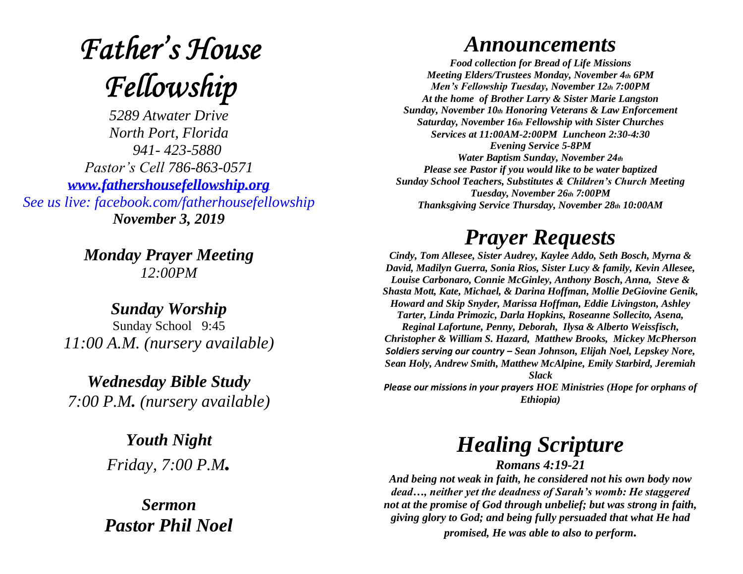# *Father's House Fellowship*

*5289 Atwater Drive*
*North Port, Florida*
*941- 423-5880*
*Pastor's Cell 786-863-0571*
*www.fathershousefellowship.org*
*See us live: facebook.com/fatherhousefellowship*
***November 3, 2019***

***Monday Prayer Meeting***
*12:00PM*

***Sunday Worship***
Sunday School 9:45
*11:00 A.M. (nursery available)*

***Wednesday Bible Study***
*7:00 P.M. (nursery available)*

***Youth Night***
*Friday, 7:00 P.M.*

***Sermon***
***Pastor Phil Noel***

# *Announcements*

***Food collection for Bread of Life Missions***
***Meeting Elders/Trustees Monday, November 4th 6PM***
***Men's Fellowship Tuesday, November 12th 7:00PM***
***At the home of Brother Larry & Sister Marie Langston***
***Sunday, November 10th Honoring Veterans & Law Enforcement***
***Saturday, November 16th Fellowship with Sister Churches***
***Services at 11:00AM-2:00PM Luncheon 2:30-4:30***
***Evening Service 5-8PM***
***Water Baptism Sunday, November 24th***
***Please see Pastor if you would like to be water baptized***
***Sunday School Teachers, Substitutes & Children's Church Meeting***
***Tuesday, November 26th 7:00PM***
***Thanksgiving Service Thursday, November 28th 10:00AM***

# *Prayer Requests*

***Cindy, Tom Allesee, Sister Audrey, Kaylee Addo, Seth Bosch, Myrna & David, Madilyn Guerra, Sonia Rios, Sister Lucy & family, Kevin Allesee, Louise Carbonaro, Connie McGinley, Anthony Bosch, Anna, Steve & Shasta Mott, Kate, Michael, & Darina Hoffman, Mollie DeGiovine Genik, Howard and Skip Snyder, Marissa Hoffman, Eddie Livingston, Ashley Tarter, Linda Primozic, Darla Hopkins, Roseanne Sollecito, Asena, Reginal Lafortune, Penny, Deborah, Ilysa & Alberto Weissfisch, Christopher & William S. Hazard, Matthew Brooks, Mickey McPherson***
***Soldiers serving our country – Sean Johnson, Elijah Noel, Lepskey Nore, Sean Holy, Andrew Smith, Matthew McAlpine, Emily Starbird, Jeremiah Slack***
***Please our missions in your prayers HOE Ministries (Hope for orphans of Ethiopia)***

# *Healing Scripture*

***Romans 4:19-21***

***And being not weak in faith, he considered not his own body now dead…, neither yet the deadness of Sarah's womb: He staggered not at the promise of God through unbelief; but was strong in faith, giving glory to God; and being fully persuaded that what He had promised, He was able to also to perform.***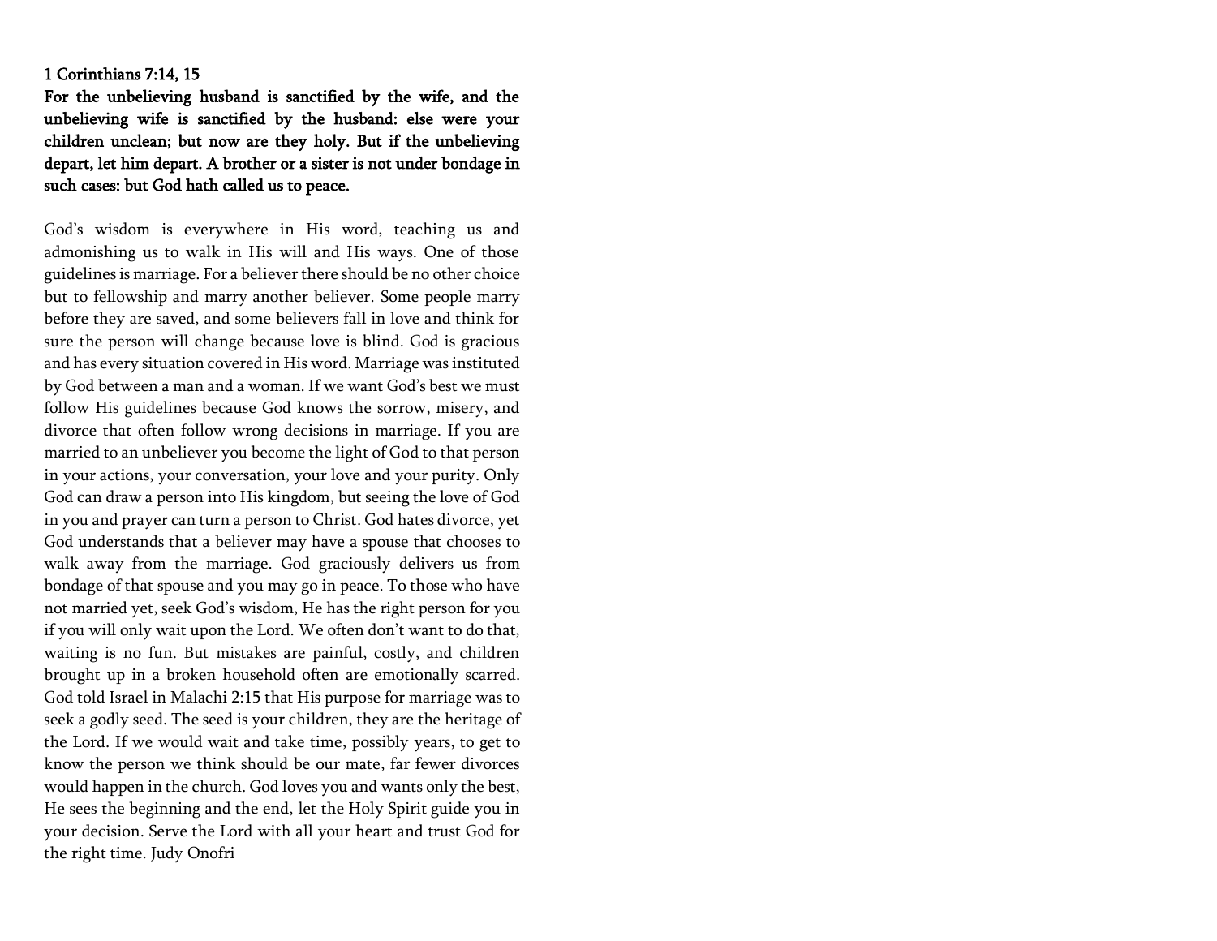**1 Corinthians 7:14, 15**

**For the unbelieving husband is sanctified by the wife, and the unbelieving wife is sanctified by the husband: else were your children unclean; but now are they holy. But if the unbelieving depart, let him depart. A brother or a sister is not under bondage in such cases: but God hath called us to peace.**

God's wisdom is everywhere in His word, teaching us and admonishing us to walk in His will and His ways. One of those guidelines is marriage. For a believer there should be no other choice but to fellowship and marry another believer. Some people marry before they are saved, and some believers fall in love and think for sure the person will change because love is blind. God is gracious and has every situation covered in His word. Marriage was instituted by God between a man and a woman. If we want God's best we must follow His guidelines because God knows the sorrow, misery, and divorce that often follow wrong decisions in marriage. If you are married to an unbeliever you become the light of God to that person in your actions, your conversation, your love and your purity. Only God can draw a person into His kingdom, but seeing the love of God in you and prayer can turn a person to Christ. God hates divorce, yet God understands that a believer may have a spouse that chooses to walk away from the marriage. God graciously delivers us from bondage of that spouse and you may go in peace. To those who have not married yet, seek God's wisdom, He has the right person for you if you will only wait upon the Lord. We often don't want to do that, waiting is no fun. But mistakes are painful, costly, and children brought up in a broken household often are emotionally scarred. God told Israel in Malachi 2:15 that His purpose for marriage was to seek a godly seed. The seed is your children, they are the heritage of the Lord. If we would wait and take time, possibly years, to get to know the person we think should be our mate, far fewer divorces would happen in the church. God loves you and wants only the best, He sees the beginning and the end, let the Holy Spirit guide you in your decision. Serve the Lord with all your heart and trust God for the right time. Judy Onofri